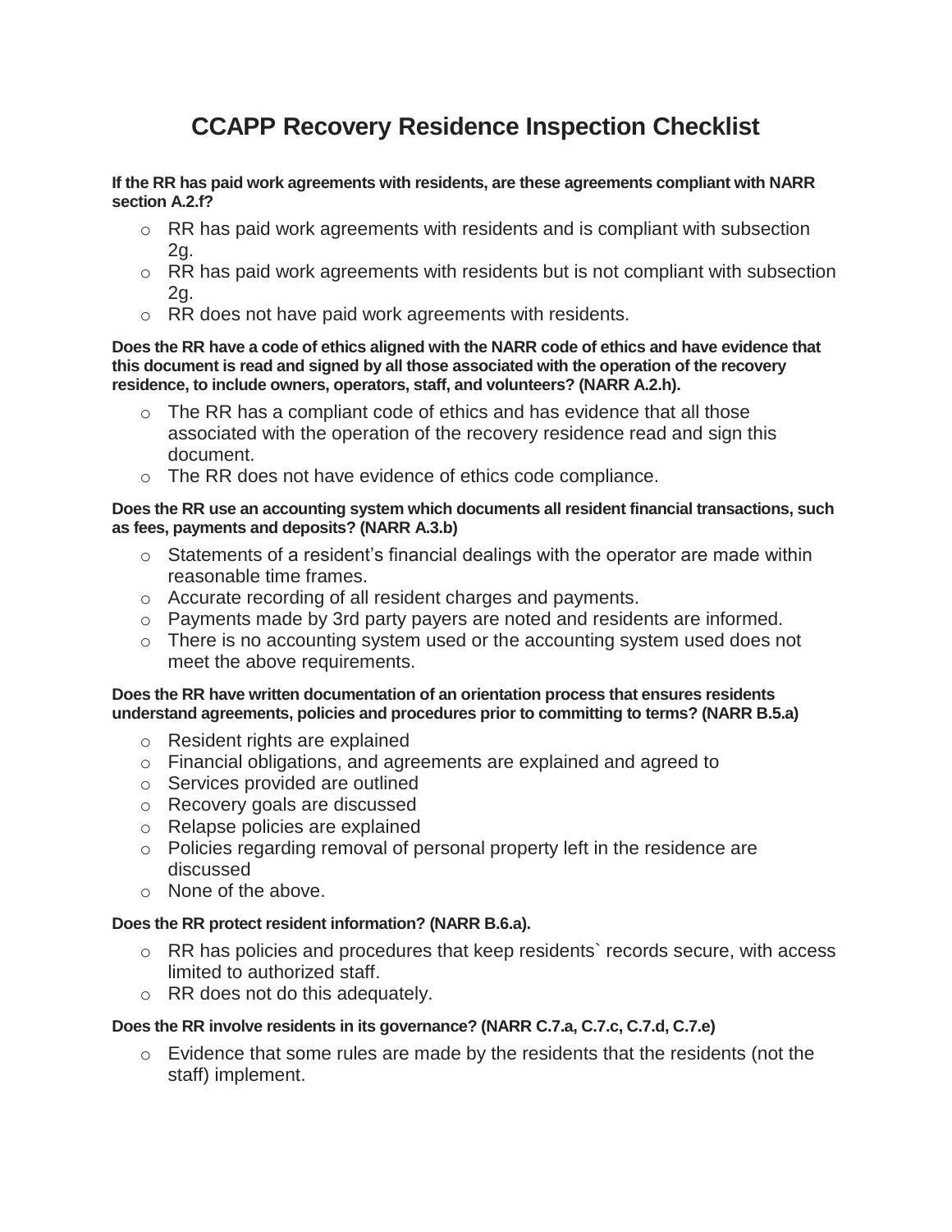# CCAPP Recovery Residence Inspection Checklist

**If the RR has paid work agreements with residents, are these agreements compliant with NARR section A.2.f?**

- RR has paid work agreements with residents and is compliant with subsection 2g.
- RR has paid work agreements with residents but is not compliant with subsection 2g.
- RR does not have paid work agreements with residents.

**Does the RR have a code of ethics aligned with the NARR code of ethics and have evidence that this document is read and signed by all those associated with the operation of the recovery residence, to include owners, operators, staff, and volunteers? (NARR A.2.h).**

- The RR has a compliant code of ethics and has evidence that all those associated with the operation of the recovery residence read and sign this document.
- The RR does not have evidence of ethics code compliance.

**Does the RR use an accounting system which documents all resident financial transactions, such as fees, payments and deposits? (NARR A.3.b)**

- Statements of a resident's financial dealings with the operator are made within reasonable time frames.
- Accurate recording of all resident charges and payments.
- Payments made by 3rd party payers are noted and residents are informed.
- There is no accounting system used or the accounting system used does not meet the above requirements.

**Does the RR have written documentation of an orientation process that ensures residents understand agreements, policies and procedures prior to committing to terms? (NARR B.5.a)**

- Resident rights are explained
- Financial obligations, and agreements are explained and agreed to
- Services provided are outlined
- Recovery goals are discussed
- Relapse policies are explained
- Policies regarding removal of personal property left in the residence are discussed
- None of the above.

**Does the RR protect resident information? (NARR B.6.a).**

- RR has policies and procedures that keep residents` records secure, with access limited to authorized staff.
- RR does not do this adequately.

**Does the RR involve residents in its governance? (NARR C.7.a, C.7.c, C.7.d, C.7.e)**

- Evidence that some rules are made by the residents that the residents (not the staff) implement.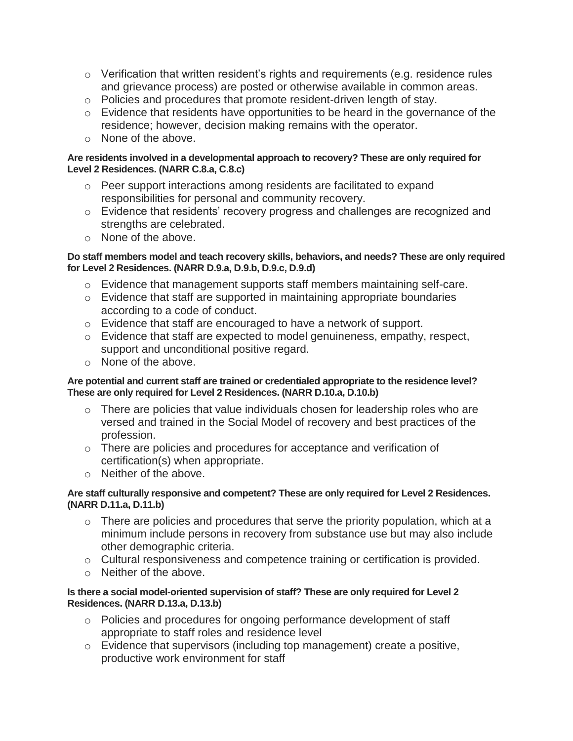- Verification that written resident's rights and requirements (e.g. residence rules and grievance process) are posted or otherwise available in common areas.
- Policies and procedures that promote resident-driven length of stay.
- Evidence that residents have opportunities to be heard in the governance of the residence; however, decision making remains with the operator.
- None of the above.

**Are residents involved in a developmental approach to recovery? These are only required for Level 2 Residences. (NARR C.8.a, C.8.c)**

- Peer support interactions among residents are facilitated to expand responsibilities for personal and community recovery.
- Evidence that residents' recovery progress and challenges are recognized and strengths are celebrated.
- None of the above.

**Do staff members model and teach recovery skills, behaviors, and needs? These are only required for Level 2 Residences. (NARR D.9.a, D.9.b, D.9.c, D.9.d)**

- Evidence that management supports staff members maintaining self-care.
- Evidence that staff are supported in maintaining appropriate boundaries according to a code of conduct.
- Evidence that staff are encouraged to have a network of support.
- Evidence that staff are expected to model genuineness, empathy, respect, support and unconditional positive regard.
- None of the above.

**Are potential and current staff are trained or credentialed appropriate to the residence level? These are only required for Level 2 Residences. (NARR D.10.a, D.10.b)**

- There are policies that value individuals chosen for leadership roles who are versed and trained in the Social Model of recovery and best practices of the profession.
- There are policies and procedures for acceptance and verification of certification(s) when appropriate.
- Neither of the above.

**Are staff culturally responsive and competent? These are only required for Level 2 Residences. (NARR D.11.a, D.11.b)**

- There are policies and procedures that serve the priority population, which at a minimum include persons in recovery from substance use but may also include other demographic criteria.
- Cultural responsiveness and competence training or certification is provided.
- Neither of the above.

**Is there a social model-oriented supervision of staff? These are only required for Level 2 Residences. (NARR D.13.a, D.13.b)**

- Policies and procedures for ongoing performance development of staff appropriate to staff roles and residence level
- Evidence that supervisors (including top management) create a positive, productive work environment for staff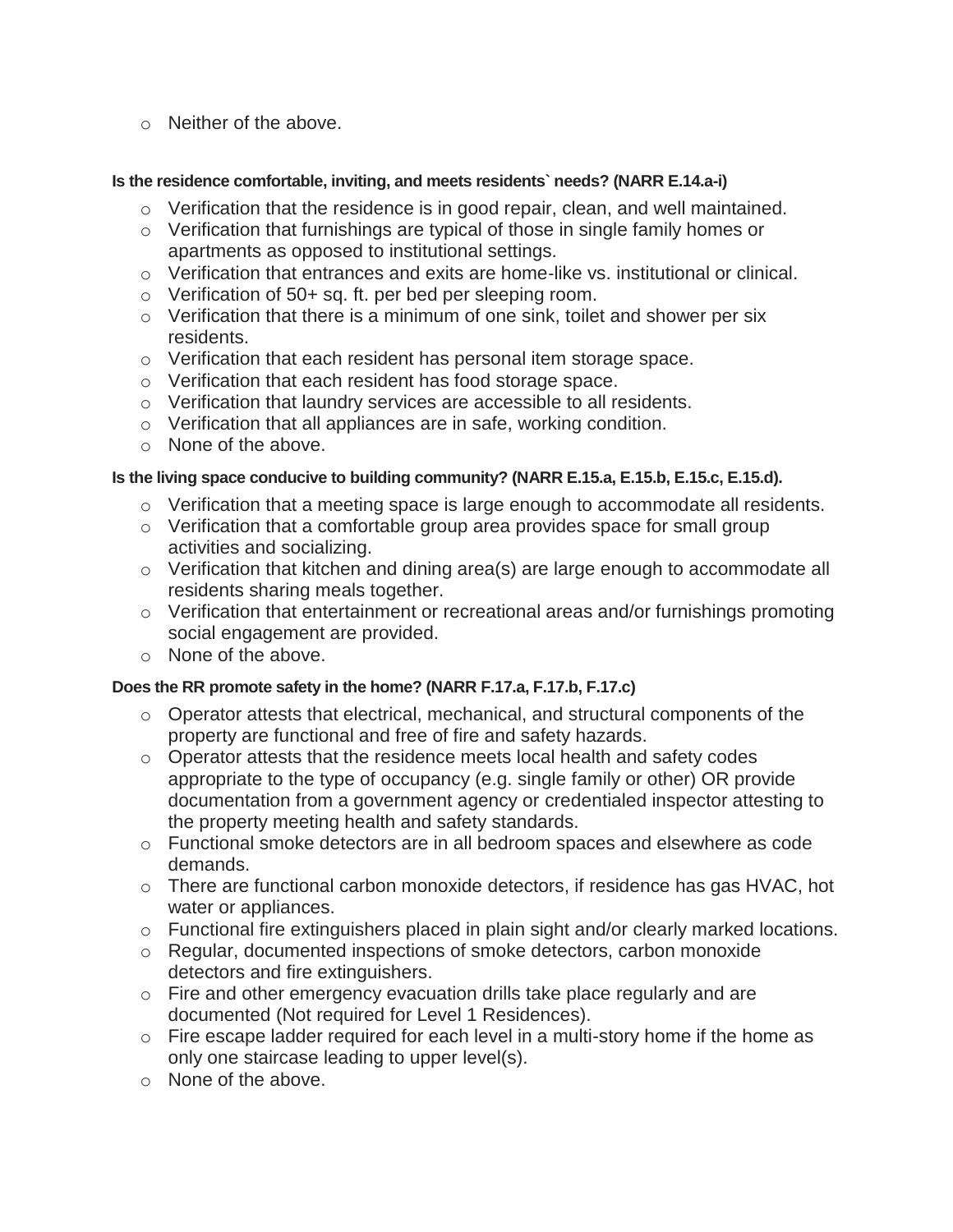- Neither of the above.

**Is the residence comfortable, inviting, and meets residents` needs? (NARR E.14.a-i)**

- Verification that the residence is in good repair, clean, and well maintained.
- Verification that furnishings are typical of those in single family homes or apartments as opposed to institutional settings.
- Verification that entrances and exits are home-like vs. institutional or clinical.
- Verification of 50+ sq. ft. per bed per sleeping room.
- Verification that there is a minimum of one sink, toilet and shower per six residents.
- Verification that each resident has personal item storage space.
- Verification that each resident has food storage space.
- Verification that laundry services are accessible to all residents.
- Verification that all appliances are in safe, working condition.
- None of the above.

**Is the living space conducive to building community? (NARR E.15.a, E.15.b, E.15.c, E.15.d).**

- Verification that a meeting space is large enough to accommodate all residents.
- Verification that a comfortable group area provides space for small group activities and socializing.
- Verification that kitchen and dining area(s) are large enough to accommodate all residents sharing meals together.
- Verification that entertainment or recreational areas and/or furnishings promoting social engagement are provided.
- None of the above.

**Does the RR promote safety in the home? (NARR F.17.a, F.17.b, F.17.c)**

- Operator attests that electrical, mechanical, and structural components of the property are functional and free of fire and safety hazards.
- Operator attests that the residence meets local health and safety codes appropriate to the type of occupancy (e.g. single family or other) OR provide documentation from a government agency or credentialed inspector attesting to the property meeting health and safety standards.
- Functional smoke detectors are in all bedroom spaces and elsewhere as code demands.
- There are functional carbon monoxide detectors, if residence has gas HVAC, hot water or appliances.
- Functional fire extinguishers placed in plain sight and/or clearly marked locations.
- Regular, documented inspections of smoke detectors, carbon monoxide detectors and fire extinguishers.
- Fire and other emergency evacuation drills take place regularly and are documented (Not required for Level 1 Residences).
- Fire escape ladder required for each level in a multi-story home if the home as only one staircase leading to upper level(s).
- None of the above.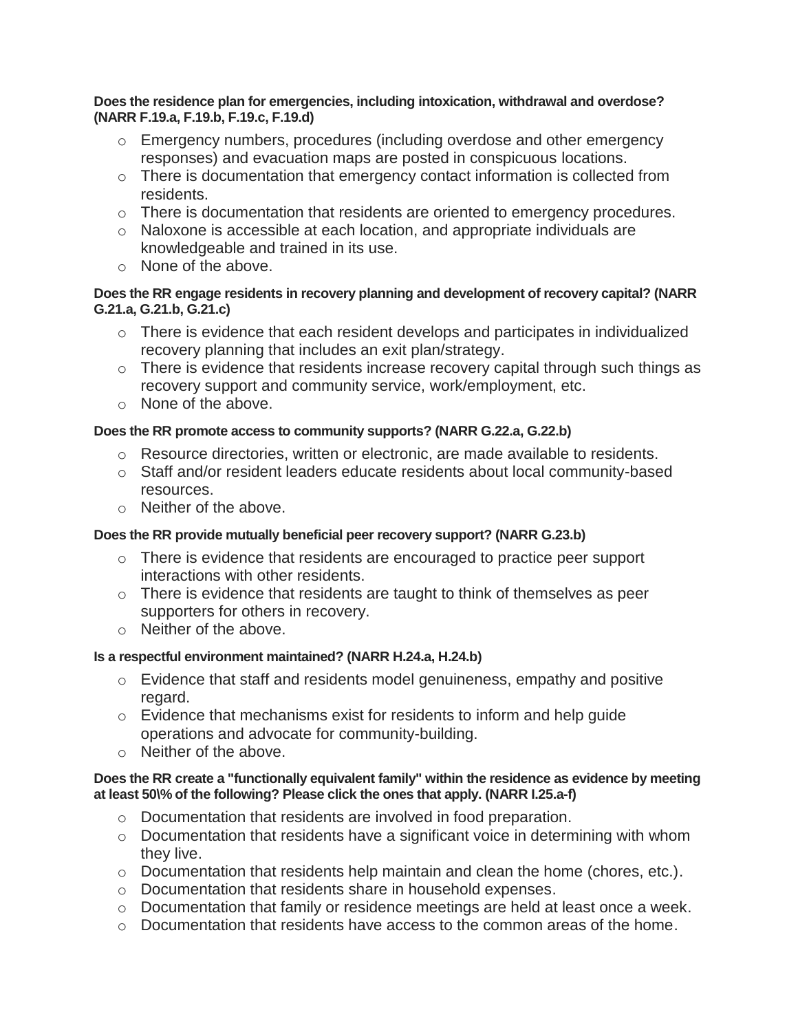**Does the residence plan for emergencies, including intoxication, withdrawal and overdose? (NARR F.19.a, F.19.b, F.19.c, F.19.d)**

- Emergency numbers, procedures (including overdose and other emergency responses) and evacuation maps are posted in conspicuous locations.
- There is documentation that emergency contact information is collected from residents.
- There is documentation that residents are oriented to emergency procedures.
- Naloxone is accessible at each location, and appropriate individuals are knowledgeable and trained in its use.
- None of the above.

**Does the RR engage residents in recovery planning and development of recovery capital? (NARR G.21.a, G.21.b, G.21.c)**

- There is evidence that each resident develops and participates in individualized recovery planning that includes an exit plan/strategy.
- There is evidence that residents increase recovery capital through such things as recovery support and community service, work/employment, etc.
- None of the above.

**Does the RR promote access to community supports? (NARR G.22.a, G.22.b)**

- Resource directories, written or electronic, are made available to residents.
- Staff and/or resident leaders educate residents about local community-based resources.
- Neither of the above.

**Does the RR provide mutually beneficial peer recovery support? (NARR G.23.b)**

- There is evidence that residents are encouraged to practice peer support interactions with other residents.
- There is evidence that residents are taught to think of themselves as peer supporters for others in recovery.
- Neither of the above.

**Is a respectful environment maintained? (NARR H.24.a, H.24.b)**

- Evidence that staff and residents model genuineness, empathy and positive regard.
- Evidence that mechanisms exist for residents to inform and help guide operations and advocate for community-building.
- Neither of the above.

**Does the RR create a "functionally equivalent family" within the residence as evidence by meeting at least 50\% of the following? Please click the ones that apply. (NARR I.25.a-f)**

- Documentation that residents are involved in food preparation.
- Documentation that residents have a significant voice in determining with whom they live.
- Documentation that residents help maintain and clean the home (chores, etc.).
- Documentation that residents share in household expenses.
- Documentation that family or residence meetings are held at least once a week.
- Documentation that residents have access to the common areas of the home.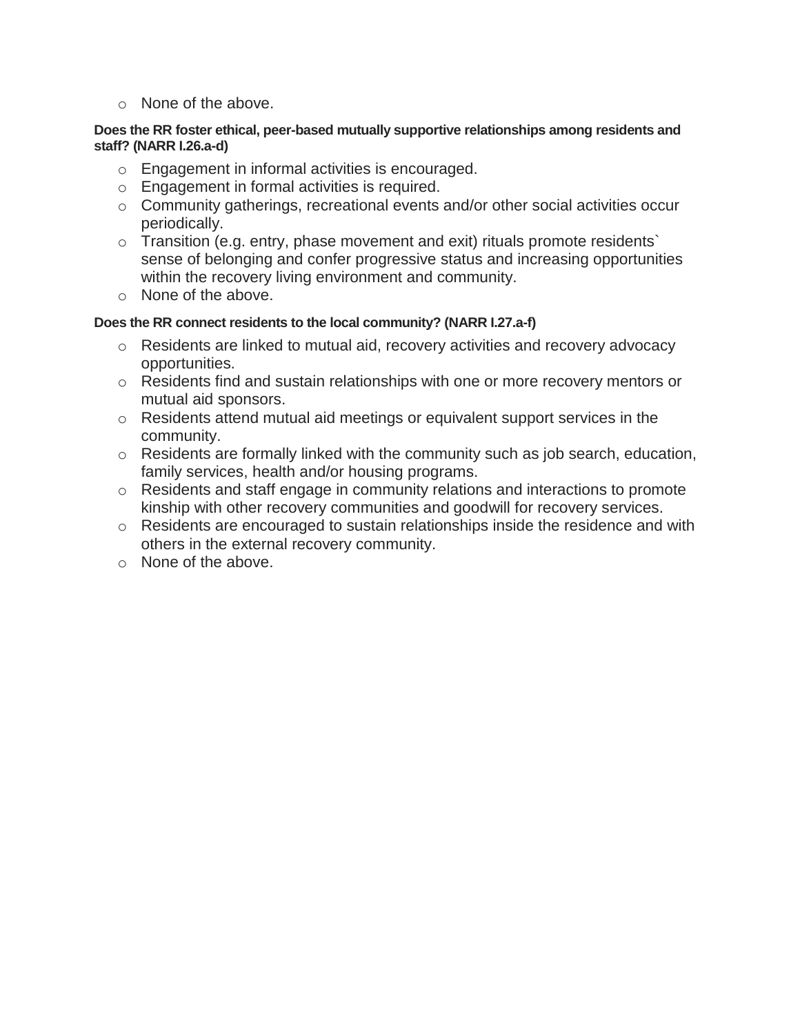- None of the above.

**Does the RR foster ethical, peer-based mutually supportive relationships among residents and staff? (NARR I.26.a-d)**

- Engagement in informal activities is encouraged.
- Engagement in formal activities is required.
- Community gatherings, recreational events and/or other social activities occur periodically.
- Transition (e.g. entry, phase movement and exit) rituals promote residents` sense of belonging and confer progressive status and increasing opportunities within the recovery living environment and community.
- None of the above.

**Does the RR connect residents to the local community? (NARR I.27.a-f)**

- Residents are linked to mutual aid, recovery activities and recovery advocacy opportunities.
- Residents find and sustain relationships with one or more recovery mentors or mutual aid sponsors.
- Residents attend mutual aid meetings or equivalent support services in the community.
- Residents are formally linked with the community such as job search, education, family services, health and/or housing programs.
- Residents and staff engage in community relations and interactions to promote kinship with other recovery communities and goodwill for recovery services.
- Residents are encouraged to sustain relationships inside the residence and with others in the external recovery community.
- None of the above.